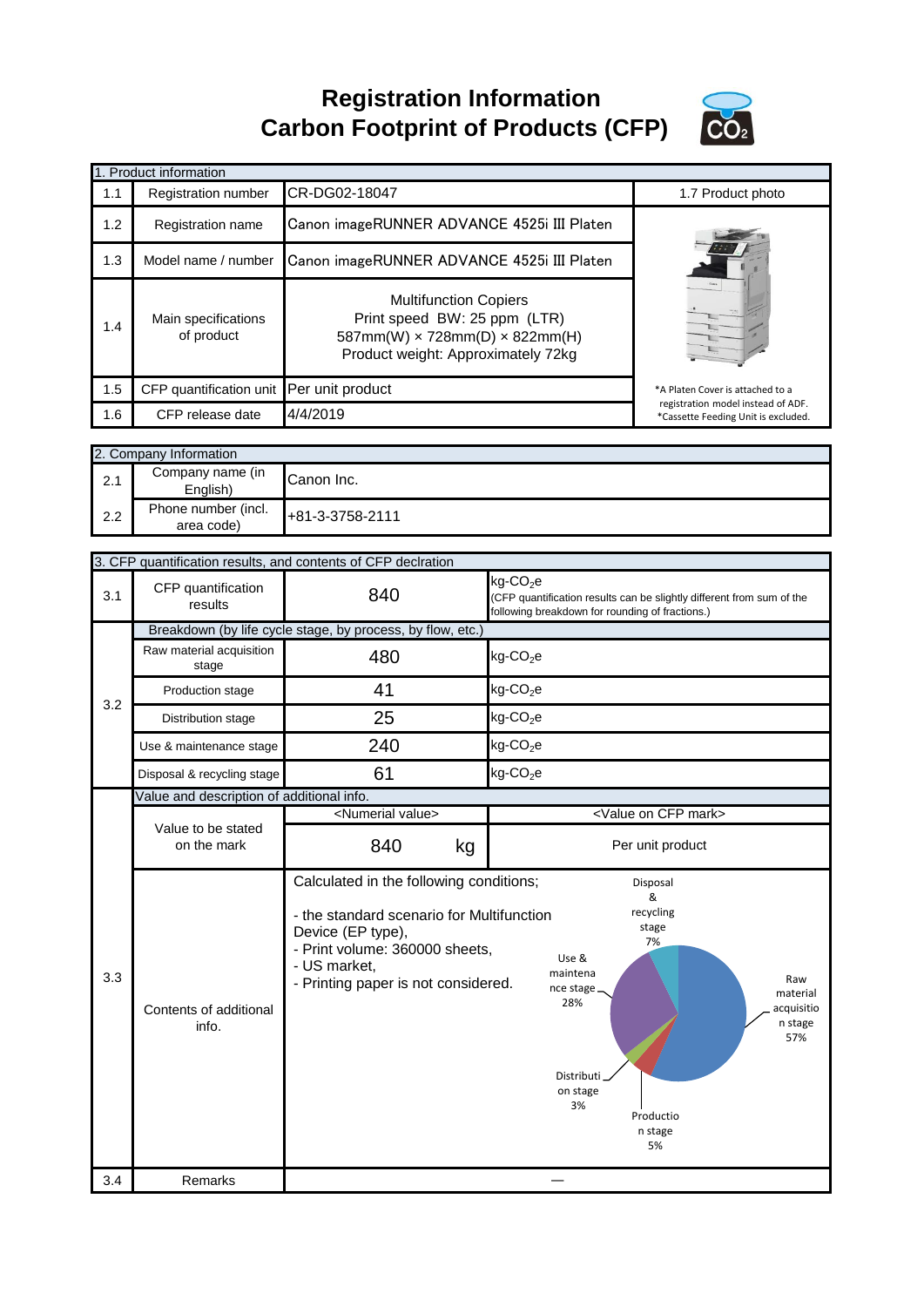# Registration Information
# Carbon Footprint of Products (CFP)

| 1. Product information | | | |
|---|---|---|---|
| 1.1 | Registration number | CR-DG02-18047 | 1.7 Product photo |
| 1.2 | Registration name | Canon imageRUNNER ADVANCE 4525i III Platen | |
| 1.3 | Model name / number | Canon imageRUNNER ADVANCE 4525i III Platen | |
| 1.4 | Main specifications of product | Multifunction Copiers<br>Print speed BW: 25 ppm (LTR)<br>587mm(W) × 728mm(D) × 822mm(H)<br>Product weight: Approximately 72kg | |
| 1.5 | CFP quantification unit | Per unit product | *A Platen Cover is attached to a registration model instead of ADF.<br>*Cassette Feeding Unit is excluded. |
| 1.6 | CFP release date | 4/4/2019 | |

| 2. Company Information | | |
|---|---|---|
| 2.1 | Company name (in English) | Canon Inc. |
| 2.2 | Phone number (incl. area code) | +81-3-3758-2111 |

| 3. CFP quantification results, and contents of CFP declration | | | |
|---|---|---|---|
| 3.1 | CFP quantification results | 840 | kg-$CO_2$e<br>(CFP quantification results can be slightly different from sum of the following breakdown for rounding of fractions.) |
| 3.2 | Breakdown (by life cycle stage, by process, by flow, etc.) | | |
| | Raw material acquisition stage | 480 | kg-$CO_2$e |
| | Production stage | 41 | kg-$CO_2$e |
| | Distribution stage | 25 | kg-$CO_2$e |
| | Use & maintenance stage | 240 | kg-$CO_2$e |
| | Disposal & recycling stage | 61 | kg-$CO_2$e |
| 3.3 | Value and description of additional info. | | |
| | Value to be stated on the mark | <Numerial value><br>840 kg | <Value on CFP mark><br>Per unit product |
| | Contents of additional info. | Calculated in the following conditions;<br>- the standard scenario for Multifunction Device (EP type),<br>- Print volume: 360000 sheets,<br>- US market,<br>- Printing paper is not considered. | |
| 3.4 | Remarks | — | |

Disposal & recycling stage 7%
Use & maintenance stage 28%
Raw material acquisition stage 57%
Distribution stage 3%
Production stage 5%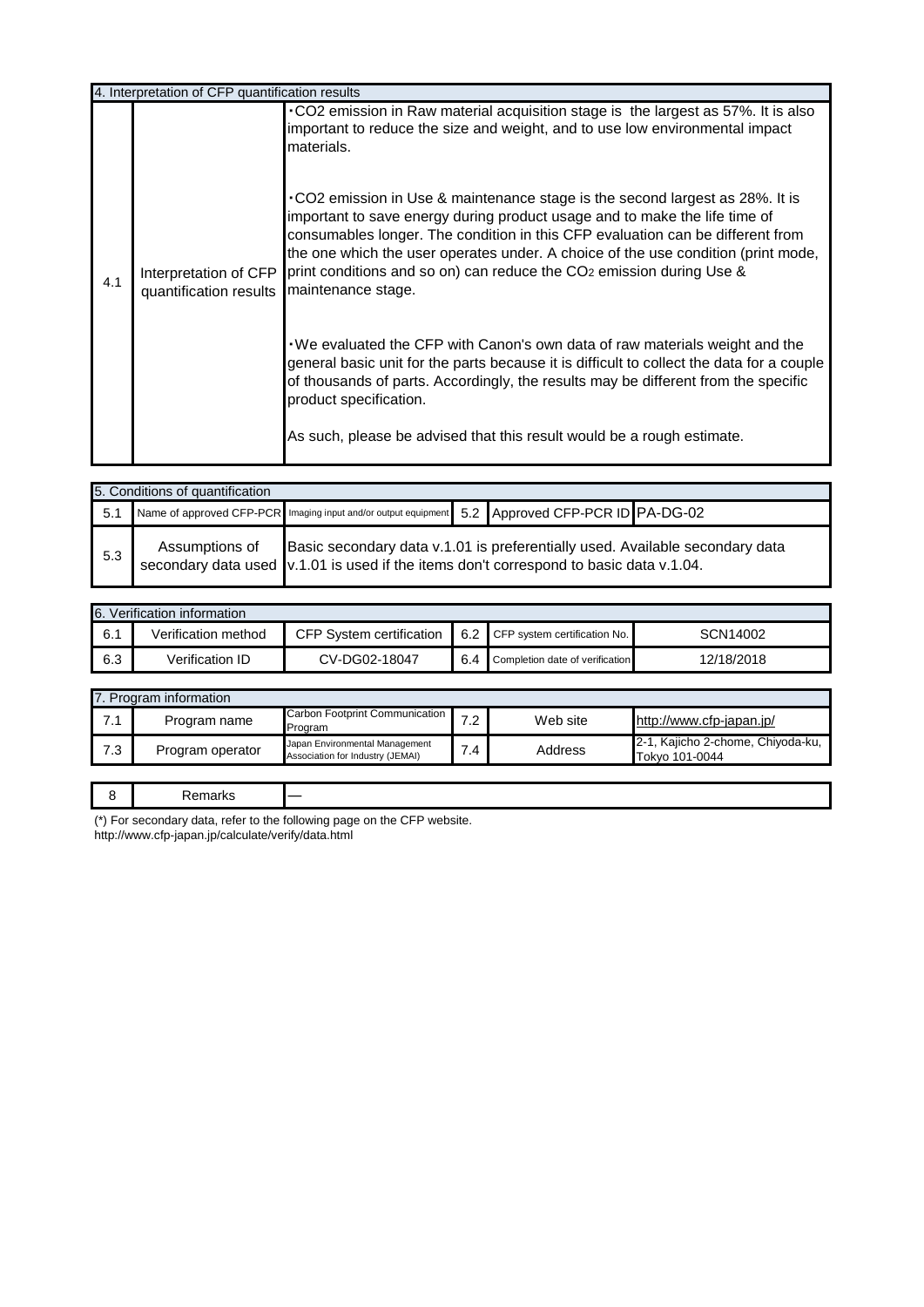## 4. Interpretation of CFP quantification results

| | | |
|---|---|---|
| 4.1 | Interpretation of CFP quantification results | ・CO2 emission in Raw material acquisition stage is the largest as 57%. It is also important to reduce the size and weight, and to use low environmental impact materials.<br><br>・CO2 emission in Use & maintenance stage is the second largest as 28%. It is important to save energy during product usage and to make the life time of consumables longer. The condition in this CFP evaluation can be different from the one which the user operates under. A choice of the use condition (print mode, print conditions and so on) can reduce the $CO_2$ emission during Use & maintenance stage.<br><br>・We evaluated the CFP with Canon's own data of raw materials weight and the general basic unit for the parts because it is difficult to collect the data for a couple of thousands of parts. Accordingly, the results may be different from the specific product specification.<br><br>As such, please be advised that this result would be a rough estimate. |

## 5. Conditions of quantification

| | | | | | |
|---|---|---|---|---|---|
| 5.1 | Name of approved CFP-PCR | Imaging input and/or output equipment | 5.2 | Approved CFP-PCR ID | PA-DG-02 |
| 5.3 | Assumptions of secondary data used | Basic secondary data v.1.01 is preferentially used. Available secondary data v.1.01 is used if the items don't correspond to basic data v.1.04. | | | |

## 6. Verification information

| | | | | | |
|---|---|---|---|---|---|
| 6.1 | Verification method | CFP System certification | 6.2 | CFP system certification No. | SCN14002 |
| 6.3 | Verification ID | CV-DG02-18047 | 6.4 | Completion date of verification | 12/18/2018 |

## 7. Program information

| | | | | | |
|---|---|---|---|---|---|
| 7.1 | Program name | Carbon Footprint Communication Program | 7.2 | Web site | http://www.cfp-japan.jp/ |
| 7.3 | Program operator | Japan Environmental Management Association for Industry (JEMAI) | 7.4 | Address | 2-1, Kajicho 2-chome, Chiyoda-ku, Tokyo 101-0044 |

| | | |
|---|---|---|
| 8 | Remarks | — |

(*) For secondary data, refer to the following page on the CFP website.
http://www.cfp-japan.jp/calculate/verify/data.html